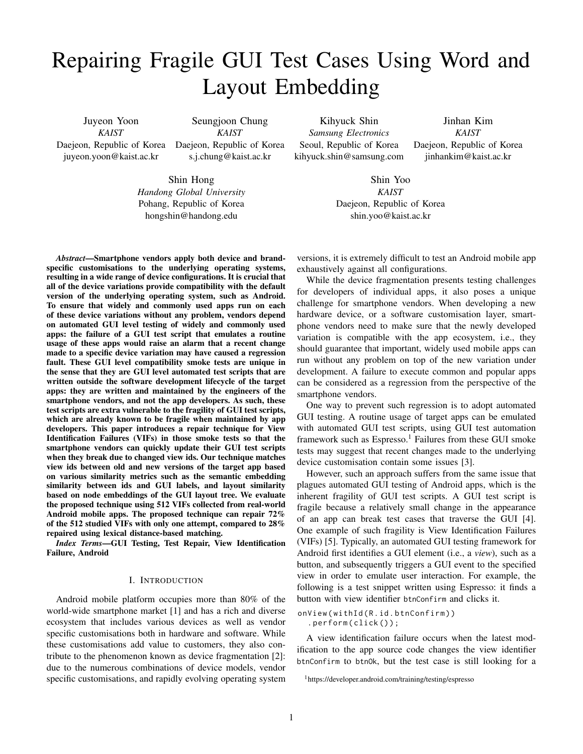# Repairing Fragile GUI Test Cases Using Word and Layout Embedding

Juyeon Yoon
*KAIST*
Daejeon, Republic of Korea
juyeon.yoon@kaist.ac.kr

Seungjoon Chung
*KAIST*
Daejeon, Republic of Korea
s.j.chung@kaist.ac.kr

Kihyuck Shin
*Samsung Electronics*
Seoul, Republic of Korea
kihyuck.shin@samsung.com

Jinhan Kim
*KAIST*
Daejeon, Republic of Korea
jinhankim@kaist.ac.kr

Shin Hong
*Handong Global University*
Pohang, Republic of Korea
hongshin@handong.edu

Shin Yoo
*KAIST*
Daejeon, Republic of Korea
shin.yoo@kaist.ac.kr

***Abstract*—Smartphone vendors apply both device and brand-specific customisations to the underlying operating systems, resulting in a wide range of device configurations. It is crucial that all of the device variations provide compatibility with the default version of the underlying operating system, such as Android. To ensure that widely and commonly used apps run on each of these device variations without any problem, vendors depend on automated GUI level testing of widely and commonly used apps: the failure of a GUI test script that emulates a routine usage of these apps would raise an alarm that a recent change made to a specific device variation may have caused a regression fault. These GUI level compatibility smoke tests are unique in the sense that they are GUI level automated test scripts that are written outside the software development lifecycle of the target apps: they are written and maintained by the engineers of the smartphone vendors, and not the app developers. As such, these test scripts are extra vulnerable to the fragility of GUI test scripts, which are already known to be fragile when maintained by app developers. This paper introduces a repair technique for View Identification Failures (VIFs) in those smoke tests so that the smartphone vendors can quickly update their GUI test scripts when they break due to changed view ids. Our technique matches view ids between old and new versions of the target app based on various similarity metrics such as the semantic embedding similarity between ids and GUI labels, and layout similarity based on node embeddings of the GUI layout tree. We evaluate the proposed technique using 512 VIFs collected from real-world Android mobile apps. The proposed technique can repair 72% of the 512 studied VIFs with only one attempt, compared to 28% repaired using lexical distance-based matching.**

***Index Terms*—GUI Testing, Test Repair, View Identification Failure, Android**

## I. Introduction

Android mobile platform occupies more than 80% of the world-wide smartphone market [1] and has a rich and diverse ecosystem that includes various devices as well as vendor specific customisations both in hardware and software. While these customisations add value to customers, they also contribute to the phenomenon known as device fragmentation [2]: due to the numerous combinations of device models, vendor specific customisations, and rapidly evolving operating system versions, it is extremely difficult to test an Android mobile app exhaustively against all configurations.

While the device fragmentation presents testing challenges for developers of individual apps, it also poses a unique challenge for smartphone vendors. When developing a new hardware device, or a software customisation layer, smartphone vendors need to make sure that the newly developed variation is compatible with the app ecosystem, i.e., they should guarantee that important, widely used mobile apps can run without any problem on top of the new variation under development. A failure to execute common and popular apps can be considered as a regression from the perspective of the smartphone vendors.

One way to prevent such regression is to adopt automated GUI testing. A routine usage of target apps can be emulated with automated GUI test scripts, using GUI test automation framework such as Espresso.[1] Failures from these GUI smoke tests may suggest that recent changes made to the underlying device customisation contain some issues [3].

However, such an approach suffers from the same issue that plagues automated GUI testing of Android apps, which is the inherent fragility of GUI test scripts. A GUI test script is fragile because a relatively small change in the appearance of an app can break test cases that traverse the GUI [4]. One example of such fragility is View Identification Failures (VIFs) [5]. Typically, an automated GUI testing framework for Android first identifies a GUI element (i.e., a *view*), such as a button, and subsequently triggers a GUI event to the specified view in order to emulate user interaction. For example, the following is a test snippet written using Espresso: it finds a button with view identifier `btnConfirm` and clicks it.

```
onView(withId(R.id.btnConfirm))
  .perform(click());
```

A view identification failure occurs when the latest modification to the app source code changes the view identifier `btnConfirm` to `btnOk`, but the test case is still looking for a

[1] https://developer.android.com/training/testing/espresso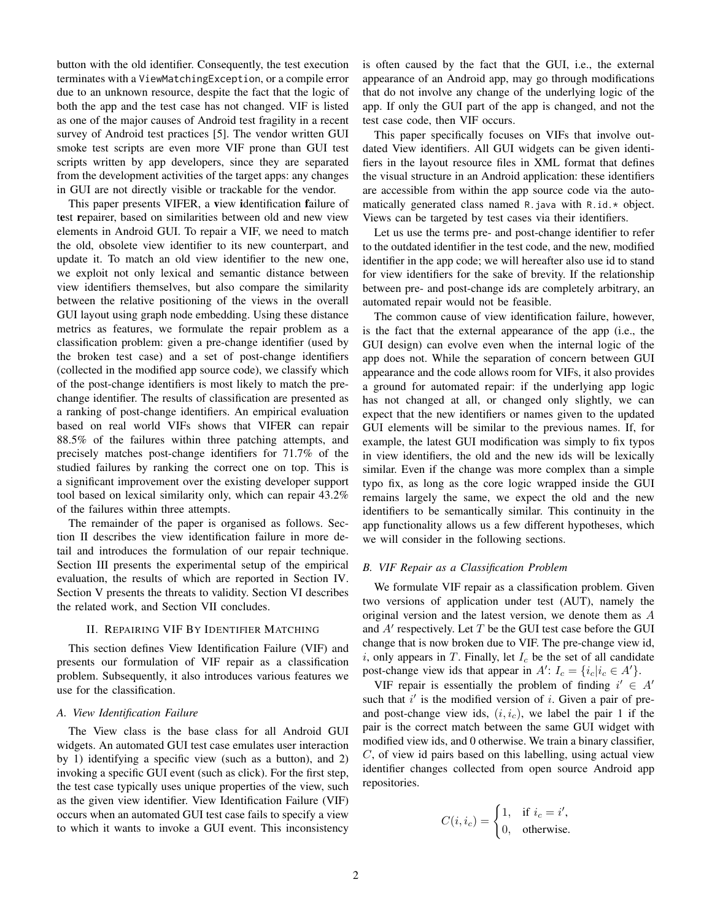button with the old identifier. Consequently, the test execution terminates with a `ViewMatchingException`, or a compile error due to an unknown resource, despite the fact that the logic of both the app and the test case has not changed. VIF is listed as one of the major causes of Android test fragility in a recent survey of Android test practices [5]. The vendor written GUI smoke test scripts are even more VIF prone than GUI test scripts written by app developers, since they are separated from the development activities of the target apps: any changes in GUI are not directly visible or trackable for the vendor.

This paper presents VIFER, a **v**iew **i**dentification **f**ailure of t**e**st **r**epairer, based on similarities between old and new view elements in Android GUI. To repair a VIF, we need to match the old, obsolete view identifier to its new counterpart, and update it. To match an old view identifier to the new one, we exploit not only lexical and semantic distance between view identifiers themselves, but also compare the similarity between the relative positioning of the views in the overall GUI layout using graph node embedding. Using these distance metrics as features, we formulate the repair problem as a classification problem: given a pre-change identifier (used by the broken test case) and a set of post-change identifiers (collected in the modified app source code), we classify which of the post-change identifiers is most likely to match the pre-change identifier. The results of classification are presented as a ranking of post-change identifiers. An empirical evaluation based on real world VIFs shows that VIFER can repair 88.5% of the failures within three patching attempts, and precisely matches post-change identifiers for 71.7% of the studied failures by ranking the correct one on top. This is a significant improvement over the existing developer support tool based on lexical similarity only, which can repair 43.2% of the failures within three attempts.

The remainder of the paper is organised as follows. Section II describes the view identification failure in more detail and introduces the formulation of our repair technique. Section III presents the experimental setup of the empirical evaluation, the results of which are reported in Section IV. Section V presents the threats to validity. Section VI describes the related work, and Section VII concludes.

## II. Repairing VIF By Identifier Matching

This section defines View Identification Failure (VIF) and presents our formulation of VIF repair as a classification problem. Subsequently, it also introduces various features we use for the classification.

### A. View Identification Failure

The View class is the base class for all Android GUI widgets. An automated GUI test case emulates user interaction by 1) identifying a specific view (such as a button), and 2) invoking a specific GUI event (such as click). For the first step, the test case typically uses unique properties of the view, such as the given view identifier. View Identification Failure (VIF) occurs when an automated GUI test case fails to specify a view to which it wants to invoke a GUI event. This inconsistency is often caused by the fact that the GUI, i.e., the external appearance of an Android app, may go through modifications that do not involve any change of the underlying logic of the app. If only the GUI part of the app is changed, and not the test case code, then VIF occurs.

This paper specifically focuses on VIFs that involve outdated View identifiers. All GUI widgets can be given identifiers in the layout resource files in XML format that defines the visual structure in an Android application: these identifiers are accessible from within the app source code via the automatically generated class named `R.java` with `R.id.*` object. Views can be targeted by test cases via their identifiers.

Let us use the terms pre- and post-change identifier to refer to the outdated identifier in the test code, and the new, modified identifier in the app code; we will hereafter also use id to stand for view identifiers for the sake of brevity. If the relationship between pre- and post-change ids are completely arbitrary, an automated repair would not be feasible.

The common cause of view identification failure, however, is the fact that the external appearance of the app (i.e., the GUI design) can evolve even when the internal logic of the app does not. While the separation of concern between GUI appearance and the code allows room for VIFs, it also provides a ground for automated repair: if the underlying app logic has not changed at all, or changed only slightly, we can expect that the new identifiers or names given to the updated GUI elements will be similar to the previous names. If, for example, the latest GUI modification was simply to fix typos in view identifiers, the old and the new ids will be lexically similar. Even if the change was more complex than a simple typo fix, as long as the core logic wrapped inside the GUI remains largely the same, we expect the old and the new identifiers to be semantically similar. This continuity in the app functionality allows us a few different hypotheses, which we will consider in the following sections.

### B. VIF Repair as a Classification Problem

We formulate VIF repair as a classification problem. Given two versions of application under test (AUT), namely the original version and the latest version, we denote them as $A$ and $A'$ respectively. Let $T$ be the GUI test case before the GUI change that is now broken due to VIF. The pre-change view id, $i$, only appears in $T$. Finally, let $I_c$ be the set of all candidate post-change view ids that appear in $A'$: $I_c = \{i_c | i_c \in A'\}$.

VIF repair is essentially the problem of finding $i' \in A'$ such that $i'$ is the modified version of $i$. Given a pair of pre- and post-change view ids, $(i, i_c)$, we label the pair 1 if the pair is the correct match between the same GUI widget with modified view ids, and 0 otherwise. We train a binary classifier, $C$, of view id pairs based on this labelling, using actual view identifier changes collected from open source Android app repositories.

$$C(i, i_c) = \begin{cases} 1, & \text{if } i_c = i', \\ 0, & \text{otherwise.} \end{cases}$$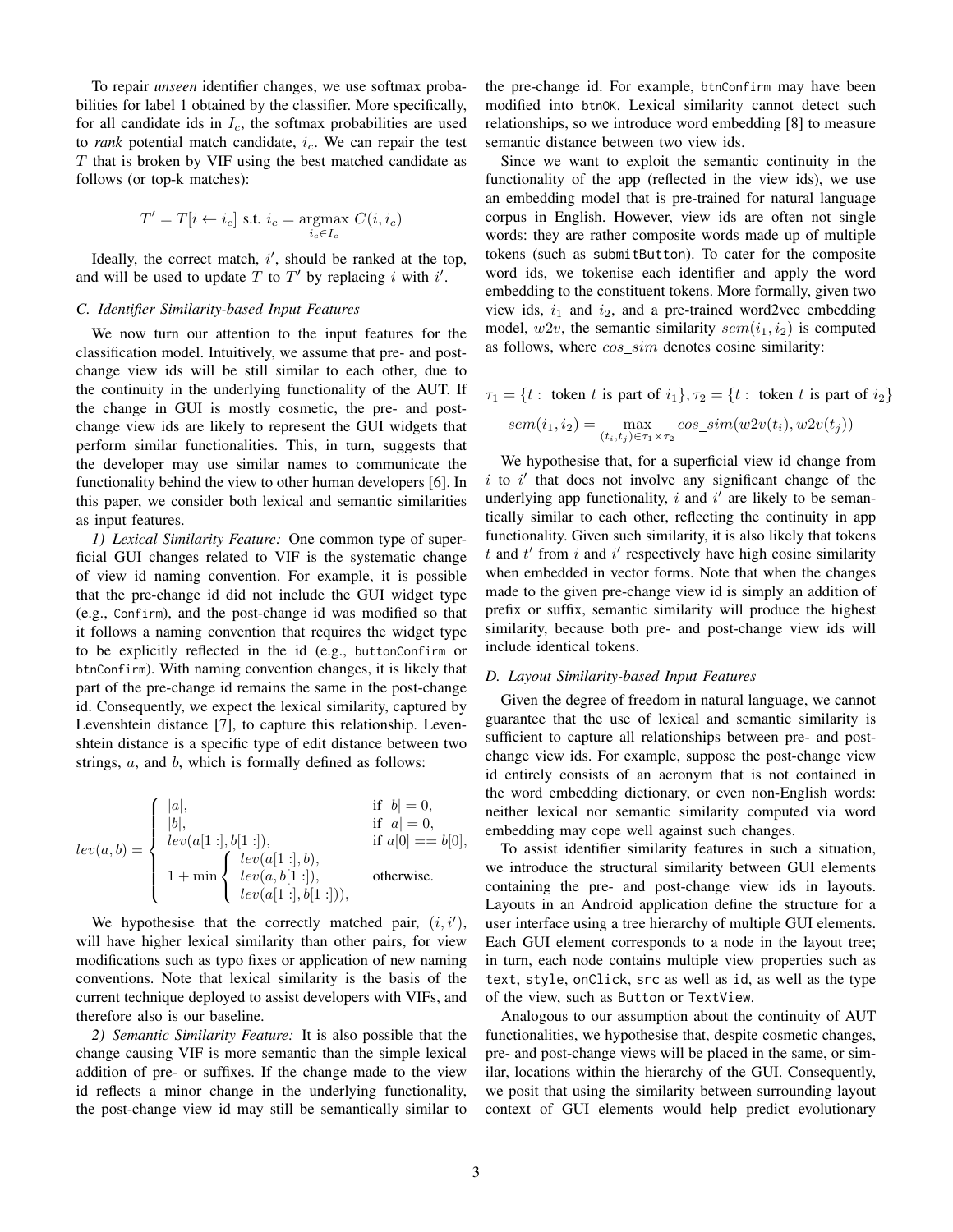To repair *unseen* identifier changes, we use softmax probabilities for label 1 obtained by the classifier. More specifically, for all candidate ids in $I_c$, the softmax probabilities are used to *rank* potential match candidate, $i_c$. We can repair the test $T$ that is broken by VIF using the best matched candidate as follows (or top-k matches):

$$T' = T[i \leftarrow i_c] \text{ s.t. } i_c = \underset{i_c \in I_c}{\operatorname{argmax}}\ C(i, i_c)$$

Ideally, the correct match, $i'$, should be ranked at the top, and will be used to update $T$ to $T'$ by replacing $i$ with $i'$.

### C. Identifier Similarity-based Input Features

We now turn our attention to the input features for the classification model. Intuitively, we assume that pre- and post-change view ids will be still similar to each other, due to the continuity in the underlying functionality of the AUT. If the change in GUI is mostly cosmetic, the pre- and post-change view ids are likely to represent the GUI widgets that perform similar functionalities. This, in turn, suggests that the developer may use similar names to communicate the functionality behind the view to other human developers [6]. In this paper, we consider both lexical and semantic similarities as input features.

*1) Lexical Similarity Feature:* One common type of superficial GUI changes related to VIF is the systematic change of view id naming convention. For example, it is possible that the pre-change id did not include the GUI widget type (e.g., `Confirm`), and the post-change id was modified so that it follows a naming convention that requires the widget type to be explicitly reflected in the id (e.g., `buttonConfirm` or `btnConfirm`). With naming convention changes, it is likely that part of the pre-change id remains the same in the post-change id. Consequently, we expect the lexical similarity, captured by Levenshtein distance [7], to capture this relationship. Levenshtein distance is a specific type of edit distance between two strings, $a$, and $b$, which is formally defined as follows:

$$lev(a,b) = \begin{cases} |a|, & \text{if } |b| = 0, \\ |b|, & \text{if } |a| = 0, \\ lev(a[1:], b[1:]), & \text{if } a[0] == b[0], \\ 1 + \min \begin{cases} lev(a[1:], b), \\ lev(a, b[1:]), \\ lev(a[1:], b[1:])), \end{cases} & \text{otherwise.} \end{cases}$$

We hypothesise that the correctly matched pair, $(i, i')$, will have higher lexical similarity than other pairs, for view modifications such as typo fixes or application of new naming conventions. Note that lexical similarity is the basis of the current technique deployed to assist developers with VIFs, and therefore also is our baseline.

*2) Semantic Similarity Feature:* It is also possible that the change causing VIF is more semantic than the simple lexical addition of pre- or suffixes. If the change made to the view id reflects a minor change in the underlying functionality, the post-change view id may still be semantically similar to the pre-change id. For example, `btnConfirm` may have been modified into `btnOK`. Lexical similarity cannot detect such relationships, so we introduce word embedding [8] to measure semantic distance between two view ids.

Since we want to exploit the semantic continuity in the functionality of the app (reflected in the view ids), we use an embedding model that is pre-trained for natural language corpus in English. However, view ids are often not single words: they are rather composite words made up of multiple tokens (such as `submitButton`). To cater for the composite word ids, we tokenise each identifier and apply the word embedding to the constituent tokens. More formally, given two view ids, $i_1$ and $i_2$, and a pre-trained word2vec embedding model, $w2v$, the semantic similarity $sem(i_1, i_2)$ is computed as follows, where $cos\_sim$ denotes cosine similarity:

$$\tau_1 = \{t : \text{ token } t \text{ is part of } i_1\}, \tau_2 = \{t : \text{ token } t \text{ is part of } i_2\}$$

$$sem(i_1, i_2) = \max_{(t_i, t_j) \in \tau_1 \times \tau_2} cos\_sim(w2v(t_i), w2v(t_j))$$

We hypothesise that, for a superficial view id change from $i$ to $i'$ that does not involve any significant change of the underlying app functionality, $i$ and $i'$ are likely to be semantically similar to each other, reflecting the continuity in app functionality. Given such similarity, it is also likely that tokens $t$ and $t'$ from $i$ and $i'$ respectively have high cosine similarity when embedded in vector forms. Note that when the changes made to the given pre-change view id is simply an addition of prefix or suffix, semantic similarity will produce the highest similarity, because both pre- and post-change view ids will include identical tokens.

### D. Layout Similarity-based Input Features

Given the degree of freedom in natural language, we cannot guarantee that the use of lexical and semantic similarity is sufficient to capture all relationships between pre- and post-change view ids. For example, suppose the post-change view id entirely consists of an acronym that is not contained in the word embedding dictionary, or even non-English words: neither lexical nor semantic similarity computed via word embedding may cope well against such changes.

To assist identifier similarity features in such a situation, we introduce the structural similarity between GUI elements containing the pre- and post-change view ids in layouts. Layouts in an Android application define the structure for a user interface using a tree hierarchy of multiple GUI elements. Each GUI element corresponds to a node in the layout tree; in turn, each node contains multiple view properties such as `text`, `style`, `onClick`, `src` as well as `id`, as well as the type of the view, such as `Button` or `TextView`.

Analogous to our assumption about the continuity of AUT functionalities, we hypothesise that, despite cosmetic changes, pre- and post-change views will be placed in the same, or similar, locations within the hierarchy of the GUI. Consequently, we posit that using the similarity between surrounding layout context of GUI elements would help predict evolutionary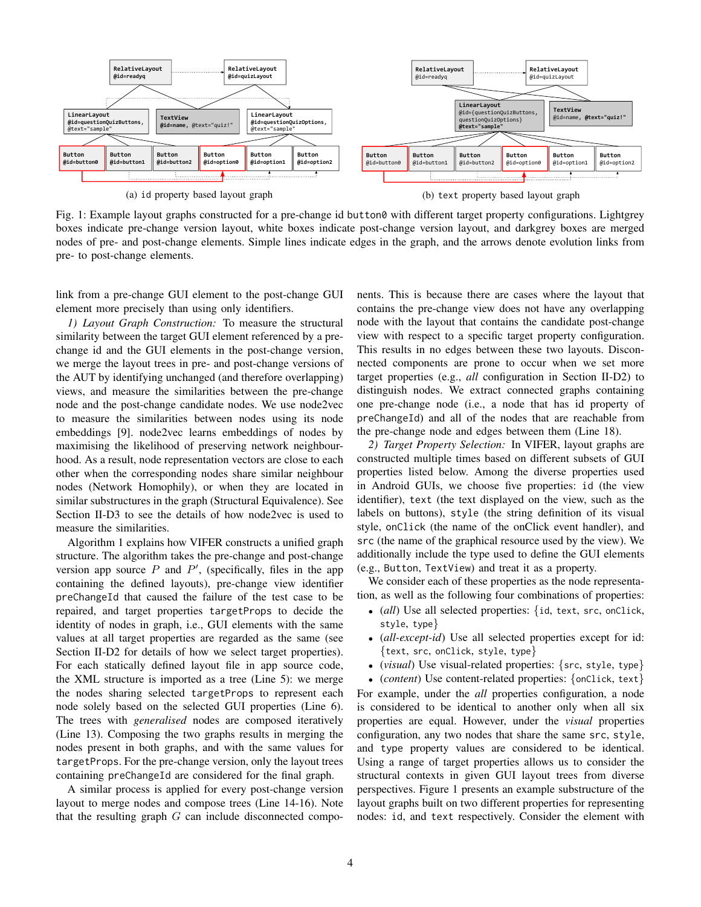(a) id property based layout graph

(b) text property based layout graph

Fig. 1: Example layout graphs constructed for a pre-change id `button0` with different target property configurations. Lightgrey boxes indicate pre-change version layout, white boxes indicate post-change version layout, and darkgrey boxes are merged nodes of pre- and post-change elements. Simple lines indicate edges in the graph, and the arrows denote evolution links from pre- to post-change elements.

link from a pre-change GUI element to the post-change GUI element more precisely than using only identifiers.

*1) Layout Graph Construction:* To measure the structural similarity between the target GUI element referenced by a pre-change id and the GUI elements in the post-change version, we merge the layout trees in pre- and post-change versions of the AUT by identifying unchanged (and therefore overlapping) views, and measure the similarities between the pre-change node and the post-change candidate nodes. We use node2vec to measure the similarities between nodes using its node embeddings [9]. node2vec learns embeddings of nodes by maximising the likelihood of preserving network neighbourhood. As a result, node representation vectors are close to each other when the corresponding nodes share similar neighbour nodes (Network Homophily), or when they are located in similar substructures in the graph (Structural Equivalence). See Section II-D3 to see the details of how node2vec is used to measure the similarities.

Algorithm 1 explains how VIFER constructs a unified graph structure. The algorithm takes the pre-change and post-change version app source $P$ and $P'$, (specifically, files in the app containing the defined layouts), pre-change view identifier `preChangeId` that caused the failure of the test case to be repaired, and target properties `targetProps` to decide the identity of nodes in graph, i.e., GUI elements with the same values at all target properties are regarded as the same (see Section II-D2 for details of how we select target properties). For each statically defined layout file in app source code, the XML structure is imported as a tree (Line 5): we merge the nodes sharing selected `targetProps` to represent each node solely based on the selected GUI properties (Line 6). The trees with *generalised* nodes are composed iteratively (Line 13). Composing the two graphs results in merging the nodes present in both graphs, and with the same values for `targetProps`. For the pre-change version, only the layout trees containing `preChangeId` are considered for the final graph.

A similar process is applied for every post-change version layout to merge nodes and compose trees (Line 14-16). Note that the resulting graph $G$ can include disconnected components. This is because there are cases where the layout that contains the pre-change view does not have any overlapping node with the layout that contains the candidate post-change view with respect to a specific target property configuration. This results in no edges between these two layouts. Disconnected components are prone to occur when we set more target properties (e.g., *all* configuration in Section II-D2) to distinguish nodes. We extract connected graphs containing one pre-change node (i.e., a node that has id property of `preChangeId`) and all of the nodes that are reachable from the pre-change node and edges between them (Line 18).

*2) Target Property Selection:* In VIFER, layout graphs are constructed multiple times based on different subsets of GUI properties listed below. Among the diverse properties used in Android GUIs, we choose five properties: `id` (the view identifier), `text` (the text displayed on the view, such as the labels on buttons), `style` (the string definition of its visual style, `onClick` (the name of the onClick event handler), and `src` (the name of the graphical resource used by the view). We additionally include the type used to define the GUI elements (e.g., `Button`, `TextView`) and treat it as a property.

We consider each of these properties as the node representation, as well as the following four combinations of properties:

- (*all*) Use all selected properties: {`id`, `text`, `src`, `onClick`, `style`, `type`}
- (*all-except-id*) Use all selected properties except for id: {`text`, `src`, `onClick`, `style`, `type`}
- (*visual*) Use visual-related properties: {`src`, `style`, `type`}
- (*content*) Use content-related properties: {`onClick`, `text`}

For example, under the *all* properties configuration, a node is considered to be identical to another only when all six properties are equal. However, under the *visual* properties configuration, any two nodes that share the same `src`, `style`, and `type` property values are considered to be identical. Using a range of target properties allows us to consider the structural contexts in given GUI layout trees from diverse perspectives. Figure 1 presents an example substructure of the layout graphs built on two different properties for representing nodes: `id`, and `text` respectively. Consider the element with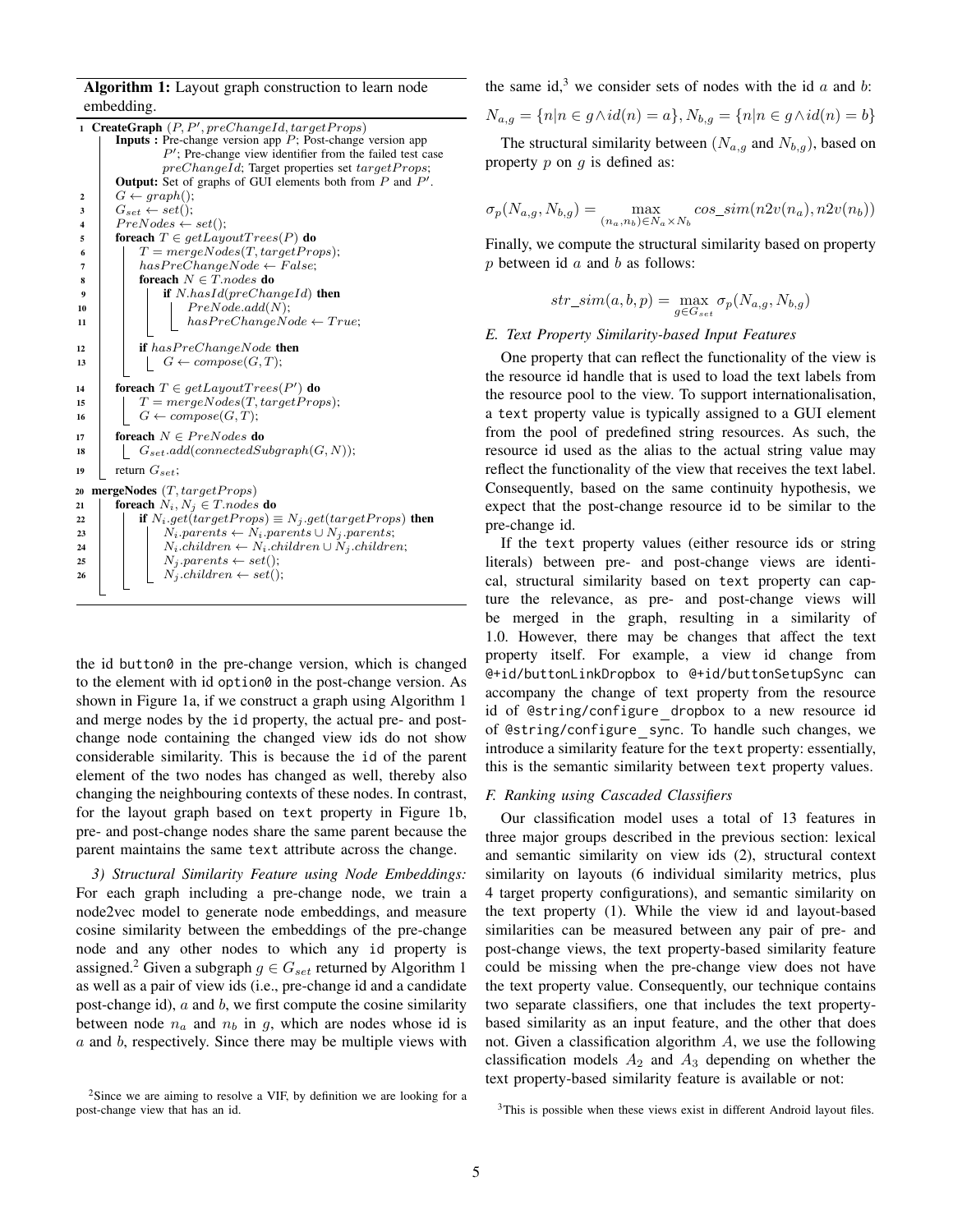**Algorithm 1:** Layout graph construction to learn node embedding.

```
1  CreateGraph (P, P', preChangeId, targetProps)
     Inputs : Pre-change version app P; Post-change version app
              P'; Pre-change view identifier from the failed test case
              preChangeId; Target properties set targetProps;
     Output: Set of graphs of GUI elements both from P and P'.
2    G ← graph();
3    G_set ← set();
4    PreNodes ← set();
5    foreach T ∈ getLayoutTrees(P) do
6        T = mergeNodes(T, targetProps);
7        hasPreChangeNode ← False;
8        foreach N ∈ T.nodes do
9            if N.hasId(preChangeId) then
10               PreNode.add(N);
11               hasPreChangeNode ← True;
12       if hasPreChangeNode then
13           G ← compose(G, T);
14   foreach T ∈ getLayoutTrees(P') do
15       T = mergeNodes(T, targetProps);
16       G ← compose(G, T);
17   foreach N ∈ PreNodes do
18       G_set.add(connectedSubgraph(G, N));
19   return G_set;
20 mergeNodes (T, targetProps)
21   foreach N_i, N_j ∈ T.nodes do
22       if N_i.get(targetProps) ≡ N_j.get(targetProps) then
23           N_i.parents ← N_i.parents ∪ N_j.parents;
24           N_i.children ← N_i.children ∪ N_j.children;
25           N_j.parents ← set();
26           N_j.children ← set();
```

the id button0 in the pre-change version, which is changed to the element with id option0 in the post-change version. As shown in Figure 1a, if we construct a graph using Algorithm 1 and merge nodes by the id property, the actual pre- and post-change node containing the changed view ids do not show considerable similarity. This is because the id of the parent element of the two nodes has changed as well, thereby also changing the neighbouring contexts of these nodes. In contrast, for the layout graph based on text property in Figure 1b, pre- and post-change nodes share the same parent because the parent maintains the same text attribute across the change.

*3) Structural Similarity Feature using Node Embeddings:* For each graph including a pre-change node, we train a node2vec model to generate node embeddings, and measure cosine similarity between the embeddings of the pre-change node and any other nodes to which any id property is assigned.[2] Given a subgraph $g \in G_{set}$ returned by Algorithm 1 as well as a pair of view ids (i.e., pre-change id and a candidate post-change id), $a$ and $b$, we first compute the cosine similarity between node $n_a$ and $n_b$ in $g$, which are nodes whose id is $a$ and $b$, respectively. Since there may be multiple views with the same id,[3] we consider sets of nodes with the id $a$ and $b$:

$$N_{a,g} = \{n | n \in g \wedge id(n) = a\}, N_{b,g} = \{n | n \in g \wedge id(n) = b\}$$

The structural similarity between ($N_{a,g}$ and $N_{b,g}$), based on property $p$ on $g$ is defined as:

$$\sigma_p(N_{a,g}, N_{b,g}) = \max_{(n_a, n_b) \in N_a \times N_b} cos\_sim(n2v(n_a), n2v(n_b))$$

Finally, we compute the structural similarity based on property $p$ between id $a$ and $b$ as follows:

$$str\_sim(a, b, p) = \max_{g \in G_{set}} \sigma_p(N_{a,g}, N_{b,g})$$

### E. Text Property Similarity-based Input Features

One property that can reflect the functionality of the view is the resource id handle that is used to load the text labels from the resource pool to the view. To support internationalisation, a text property value is typically assigned to a GUI element from the pool of predefined string resources. As such, the resource id used as the alias to the actual string value may reflect the functionality of the view that receives the text label. Consequently, based on the same continuity hypothesis, we expect that the post-change resource id to be similar to the pre-change id.

If the text property values (either resource ids or string literals) between pre- and post-change views are identical, structural similarity based on text property can capture the relevance, as pre- and post-change views will be merged in the graph, resulting in a similarity of 1.0. However, there may be changes that affect the text property itself. For example, a view id change from @+id/buttonLinkDropbox to @+id/buttonSetupSync can accompany the change of text property from the resource id of @string/configure_dropbox to a new resource id of @string/configure_sync. To handle such changes, we introduce a similarity feature for the text property: essentially, this is the semantic similarity between text property values.

### F. Ranking using Cascaded Classifiers

Our classification model uses a total of 13 features in three major groups described in the previous section: lexical and semantic similarity on view ids (2), structural context similarity on layouts (6 individual similarity metrics, plus 4 target property configurations), and semantic similarity on the text property (1). While the view id and layout-based similarities can be measured between any pair of pre- and post-change views, the text property-based similarity feature could be missing when the pre-change view does not have the text property value. Consequently, our technique contains two separate classifiers, one that includes the text property-based similarity as an input feature, and the other that does not. Given a classification algorithm $A$, we use the following classification models $A_2$ and $A_3$ depending on whether the text property-based similarity feature is available or not:

[2] Since we are aiming to resolve a VIF, by definition we are looking for a post-change view that has an id.

[3] This is possible when these views exist in different Android layout files.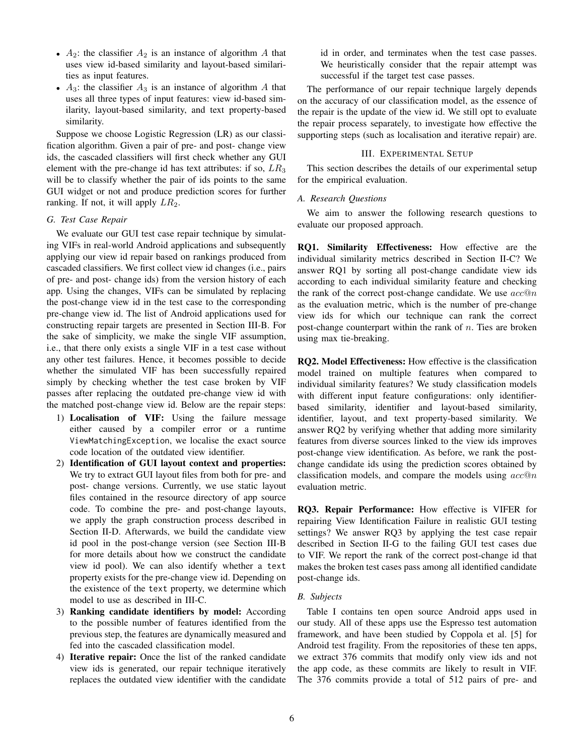- $A_2$: the classifier $A_2$ is an instance of algorithm $A$ that uses view id-based similarity and layout-based similarities as input features.
- $A_3$: the classifier $A_3$ is an instance of algorithm $A$ that uses all three types of input features: view id-based similarity, layout-based similarity, and text property-based similarity.

Suppose we choose Logistic Regression (LR) as our classification algorithm. Given a pair of pre- and post- change view ids, the cascaded classifiers will first check whether any GUI element with the pre-change id has text attributes: if so, $LR_3$ will be to classify whether the pair of ids points to the same GUI widget or not and produce prediction scores for further ranking. If not, it will apply $LR_2$.

### G. Test Case Repair

We evaluate our GUI test case repair technique by simulating VIFs in real-world Android applications and subsequently applying our view id repair based on rankings produced from cascaded classifiers. We first collect view id changes (i.e., pairs of pre- and post- change ids) from the version history of each app. Using the changes, VIFs can be simulated by replacing the post-change view id in the test case to the corresponding pre-change view id. The list of Android applications used for constructing repair targets are presented in Section III-B. For the sake of simplicity, we make the single VIF assumption, i.e., that there only exists a single VIF in a test case without any other test failures. Hence, it becomes possible to decide whether the simulated VIF has been successfully repaired simply by checking whether the test case broken by VIF passes after replacing the outdated pre-change view id with the matched post-change view id. Below are the repair steps:

1) **Localisation of VIF:** Using the failure message either caused by a compiler error or a runtime `ViewMatchingException`, we localise the exact source code location of the outdated view identifier.
2) **Identification of GUI layout context and properties:** We try to extract GUI layout files from both for pre- and post- change versions. Currently, we use static layout files contained in the resource directory of app source code. To combine the pre- and post-change layouts, we apply the graph construction process described in Section II-D. Afterwards, we build the candidate view id pool in the post-change version (see Section III-B for more details about how we construct the candidate view id pool). We can also identify whether a `text` property exists for the pre-change view id. Depending on the existence of the `text` property, we determine which model to use as described in III-C.
3) **Ranking candidate identifiers by model:** According to the possible number of features identified from the previous step, the features are dynamically measured and fed into the cascaded classification model.
4) **Iterative repair:** Once the list of the ranked candidate view ids is generated, our repair technique iteratively replaces the outdated view identifier with the candidate id in order, and terminates when the test case passes. We heuristically consider that the repair attempt was successful if the target test case passes.

The performance of our repair technique largely depends on the accuracy of our classification model, as the essence of the repair is the update of the view id. We still opt to evaluate the repair process separately, to investigate how effective the supporting steps (such as localisation and iterative repair) are.

## III. Experimental Setup

This section describes the details of our experimental setup for the empirical evaluation.

### A. Research Questions

We aim to answer the following research questions to evaluate our proposed approach.

**RQ1. Similarity Effectiveness:** How effective are the individual similarity metrics described in Section II-C? We answer RQ1 by sorting all post-change candidate view ids according to each individual similarity feature and checking the rank of the correct post-change candidate. We use $acc@n$ as the evaluation metric, which is the number of pre-change view ids for which our technique can rank the correct post-change counterpart within the rank of $n$. Ties are broken using max tie-breaking.

**RQ2. Model Effectiveness:** How effective is the classification model trained on multiple features when compared to individual similarity features? We study classification models with different input feature configurations: only identifier-based similarity, identifier and layout-based similarity, identifier, layout, and text property-based similarity. We answer RQ2 by verifying whether that adding more similarity features from diverse sources linked to the view ids improves post-change view identification. As before, we rank the post-change candidate ids using the prediction scores obtained by classification models, and compare the models using $acc@n$ evaluation metric.

**RQ3. Repair Performance:** How effective is VIFER for repairing View Identification Failure in realistic GUI testing settings? We answer RQ3 by applying the test case repair described in Section II-G to the failing GUI test cases due to VIF. We report the rank of the correct post-change id that makes the broken test cases pass among all identified candidate post-change ids.

### B. Subjects

Table I contains ten open source Android apps used in our study. All of these apps use the Espresso test automation framework, and have been studied by Coppola et al. [5] for Android test fragility. From the repositories of these ten apps, we extract 376 commits that modify only view ids and not the app code, as these commits are likely to result in VIF. The 376 commits provide a total of 512 pairs of pre- and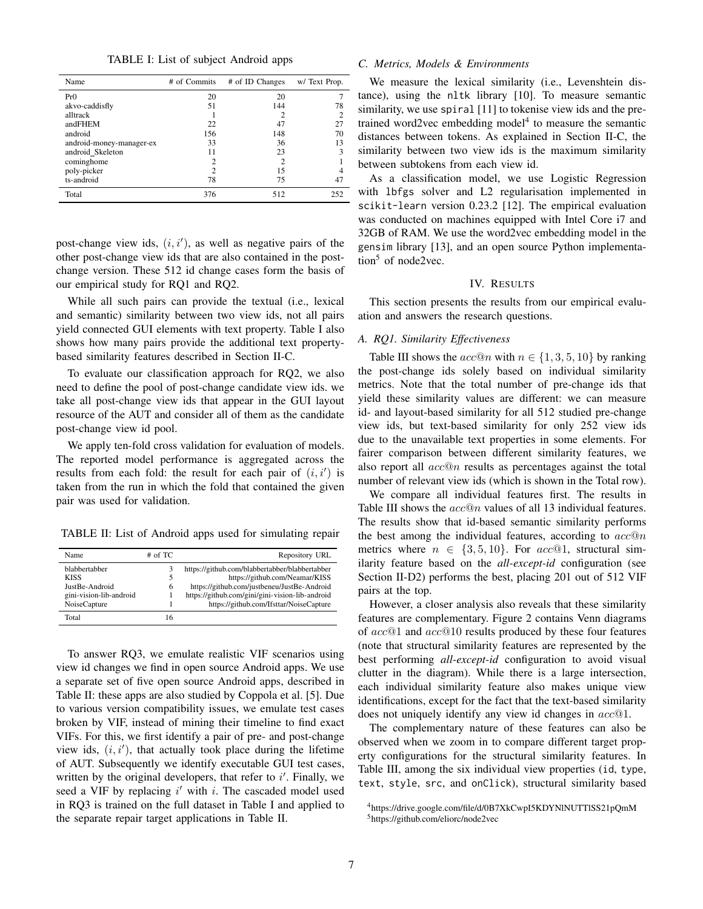TABLE I: List of subject Android apps

| Name | # of Commits | # of ID Changes | w/ Text Prop. |
|---|---|---|---|
| Pr0 | 20 | 20 | 7 |
| akvo-caddisfly | 51 | 144 | 78 |
| alltrack | 1 | 2 | 2 |
| andFHEM | 22 | 47 | 27 |
| android | 156 | 148 | 70 |
| android-money-manager-ex | 33 | 36 | 13 |
| android_Skeleton | 11 | 23 | 3 |
| cominghome | 2 | 2 | 1 |
| poly-picker | 2 | 15 | 4 |
| ts-android | 78 | 75 | 47 |
| Total | 376 | 512 | 252 |

post-change view ids, $(i, i')$, as well as negative pairs of the other post-change view ids that are also contained in the post-change version. These 512 id change cases form the basis of our empirical study for RQ1 and RQ2.

While all such pairs can provide the textual (i.e., lexical and semantic) similarity between two view ids, not all pairs yield connected GUI elements with text property. Table I also shows how many pairs provide the additional text property-based similarity features described in Section II-C.

To evaluate our classification approach for RQ2, we also need to define the pool of post-change candidate view ids. we take all post-change view ids that appear in the GUI layout resource of the AUT and consider all of them as the candidate post-change view id pool.

We apply ten-fold cross validation for evaluation of models. The reported model performance is aggregated across the results from each fold: the result for each pair of $(i, i')$ is taken from the run in which the fold that contained the given pair was used for validation.

TABLE II: List of Android apps used for simulating repair

| Name | # of TC | Repository URL |
|---|---|---|
| blabbertabber | 3 | https://github.com/blabbertabber/blabbertabber |
| KISS | 5 | https://github.com/Neamar/KISS |
| JustBe-Android | 6 | https://github.com/justbeneu/JustBe-Android |
| gini-vision-lib-android | 1 | https://github.com/gini/gini-vision-lib-android |
| NoiseCapture | 1 | https://github.com/Ifsttar/NoiseCapture |
| Total | 16 | |

To answer RQ3, we emulate realistic VIF scenarios using view id changes we find in open source Android apps. We use a separate set of five open source Android apps, described in Table II: these apps are also studied by Coppola et al. [5]. Due to various version compatibility issues, we emulate test cases broken by VIF, instead of mining their timeline to find exact VIFs. For this, we first identify a pair of pre- and post-change view ids, $(i, i')$, that actually took place during the lifetime of AUT. Subsequently we identify executable GUI test cases, written by the original developers, that refer to $i'$. Finally, we seed a VIF by replacing $i'$ with $i$. The cascaded model used in RQ3 is trained on the full dataset in Table I and applied to the separate repair target applications in Table II.

### C. Metrics, Models & Environments

We measure the lexical similarity (i.e., Levenshtein distance), using the `nltk` library [10]. To measure semantic similarity, we use `spiral` [11] to tokenise view ids and the pre-trained word2vec embedding model[4] to measure the semantic distances between tokens. As explained in Section II-C, the similarity between two view ids is the maximum similarity between subtokens from each view id.

As a classification model, we use Logistic Regression with `lbfgs` solver and L2 regularisation implemented in `scikit-learn` version 0.23.2 [12]. The empirical evaluation was conducted on machines equipped with Intel Core i7 and 32GB of RAM. We use the word2vec embedding model in the `gensim` library [13], and an open source Python implementation[5] of node2vec.

## IV. Results

This section presents the results from our empirical evaluation and answers the research questions.

### A. RQ1. Similarity Effectiveness

Table III shows the $acc@n$ with $n \in \{1, 3, 5, 10\}$ by ranking the post-change ids solely based on individual similarity metrics. Note that the total number of pre-change ids that yield these similarity values are different: we can measure id- and layout-based similarity for all 512 studied pre-change view ids, but text-based similarity for only 252 view ids due to the unavailable text properties in some elements. For fairer comparison between different similarity features, we also report all $acc@n$ results as percentages against the total number of relevant view ids (which is shown in the Total row).

We compare all individual features first. The results in Table III shows the $acc@n$ values of all 13 individual features. The results show that id-based semantic similarity performs the best among the individual features, according to $acc@n$ metrics where $n \in \{3, 5, 10\}$. For $acc@1$, structural similarity feature based on the *all-except-id* configuration (see Section II-D2) performs the best, placing 201 out of 512 VIF pairs at the top.

However, a closer analysis also reveals that these similarity features are complementary. Figure 2 contains Venn diagrams of $acc@1$ and $acc@10$ results produced by these four features (note that structural similarity features are represented by the best performing *all-except-id* configuration to avoid visual clutter in the diagram). While there is a large intersection, each individual similarity feature also makes unique view identifications, except for the fact that the text-based similarity does not uniquely identify any view id changes in $acc@1$.

The complementary nature of these features can also be observed when we zoom in to compare different target property configurations for the structural similarity features. In Table III, among the six individual view properties (`id`, `type`, `text`, `style`, `src`, and `onClick`), structural similarity based

[4] https://drive.google.com/file/d/0B7XkCwpI5KDYNlNUTTlSS21pQmM

[5] https://github.com/eliorc/node2vec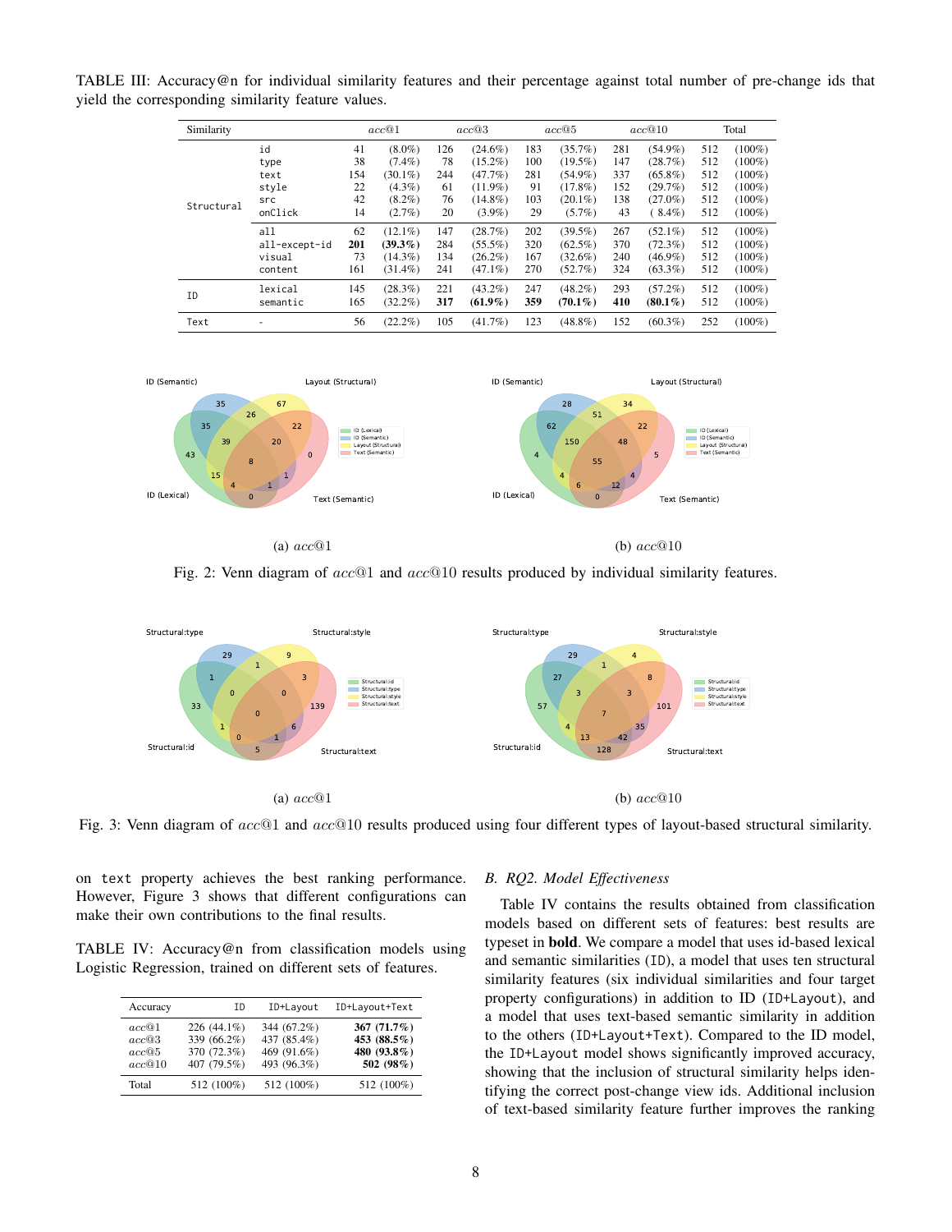TABLE III: Accuracy@n for individual similarity features and their percentage against total number of pre-change ids that yield the corresponding similarity feature values.

| Similarity | | acc@1 | | acc@3 | | acc@5 | | acc@10 | | Total | |
|---|---|---|---|---|---|---|---|---|---|---|---|
| Structural | `id` | 41 | (8.0%) | 126 | (24.6%) | 183 | (35.7%) | 281 | (54.9%) | 512 | (100%) |
| | `type` | 38 | (7.4%) | 78 | (15.2%) | 100 | (19.5%) | 147 | (28.7%) | 512 | (100%) |
| | `text` | 154 | (30.1%) | 244 | (47.7%) | 281 | (54.9%) | 337 | (65.8%) | 512 | (100%) |
| | `style` | 22 | (4.3%) | 61 | (11.9%) | 91 | (17.8%) | 152 | (29.7%) | 512 | (100%) |
| | `src` | 42 | (8.2%) | 76 | (14.8%) | 103 | (20.1%) | 138 | (27.0%) | 512 | (100%) |
| | `onClick` | 14 | (2.7%) | 20 | (3.9%) | 29 | (5.7%) | 43 | (8.4%) | 512 | (100%) |
| | `all` | 62 | (12.1%) | 147 | (28.7%) | 202 | (39.5%) | 267 | (52.1%) | 512 | (100%) |
| | `all-except-id` | **201** | **(39.3%)** | 284 | (55.5%) | 320 | (62.5%) | 370 | (72.3%) | 512 | (100%) |
| | `visual` | 73 | (14.3%) | 134 | (26.2%) | 167 | (32.6%) | 240 | (46.9%) | 512 | (100%) |
| | `content` | 161 | (31.4%) | 241 | (47.1%) | 270 | (52.7%) | 324 | (63.3%) | 512 | (100%) |
| ID | `lexical` | 145 | (28.3%) | 221 | (43.2%) | 247 | (48.2%) | 293 | (57.2%) | 512 | (100%) |
| | `semantic` | 165 | (32.2%) | **317** | **(61.9%)** | **359** | **(70.1%)** | **410** | **(80.1%)** | 512 | (100%) |
| Text | - | 56 | (22.2%) | 105 | (41.7%) | 123 | (48.8%) | 152 | (60.3%) | 252 | (100%) |

ID (Semantic)
Layout (Structural)
ID (Lexical)
Text (Semantic)
35 67 35 26 22 39 20 43 8 0 15 1 4 1 0

(a) $acc@1$

ID (Semantic)
Layout (Structural)
ID (Lexical)
Text (Semantic)
28 34 51 62 22 150 48 4 55 5 4 4 6 12 0

(b) $acc@10$

Fig. 2: Venn diagram of $acc@1$ and $acc@10$ results produced by individual similarity features.

Structural:type
Structural:style
Structural:id
Structural:text
29 9 1 1 3 0 0 33 0 139 1 6 0 1 5

(a) $acc@1$

Structural:type
Structural:style
Structural:id
Structural:text
29 4 1 27 8 3 3 57 7 101 4 35 13 42 128

(b) $acc@10$

Fig. 3: Venn diagram of $acc@1$ and $acc@10$ results produced using four different types of layout-based structural similarity.

on `text` property achieves the best ranking performance. However, Figure 3 shows that different configurations can make their own contributions to the final results.

TABLE IV: Accuracy@n from classification models using Logistic Regression, trained on different sets of features.

| Accuracy | `ID` | `ID+Layout` | `ID+Layout+Text` |
|---|---|---|---|
| $acc@1$ | 226 (44.1%) | 344 (67.2%) | **367 (71.7%)** |
| $acc@3$ | 339 (66.2%) | 437 (85.4%) | **453 (88.5%)** |
| $acc@5$ | 370 (72.3%) | 469 (91.6%) | **480 (93.8%)** |
| $acc@10$ | 407 (79.5%) | 493 (96.3%) | **502 (98%)** |
| Total | 512 (100%) | 512 (100%) | 512 (100%) |

### B. RQ2. Model Effectiveness

Table IV contains the results obtained from classification models based on different sets of features: best results are typeset in **bold**. We compare a model that uses id-based lexical and semantic similarities (`ID`), a model that uses ten structural similarity features (six individual similarities and four target property configurations) in addition to ID (`ID+Layout`), and a model that uses text-based semantic similarity in addition to the others (`ID+Layout+Text`). Compared to the ID model, the `ID+Layout` model shows significantly improved accuracy, showing that the inclusion of structural similarity helps identifying the correct post-change view ids. Additional inclusion of text-based similarity feature further improves the ranking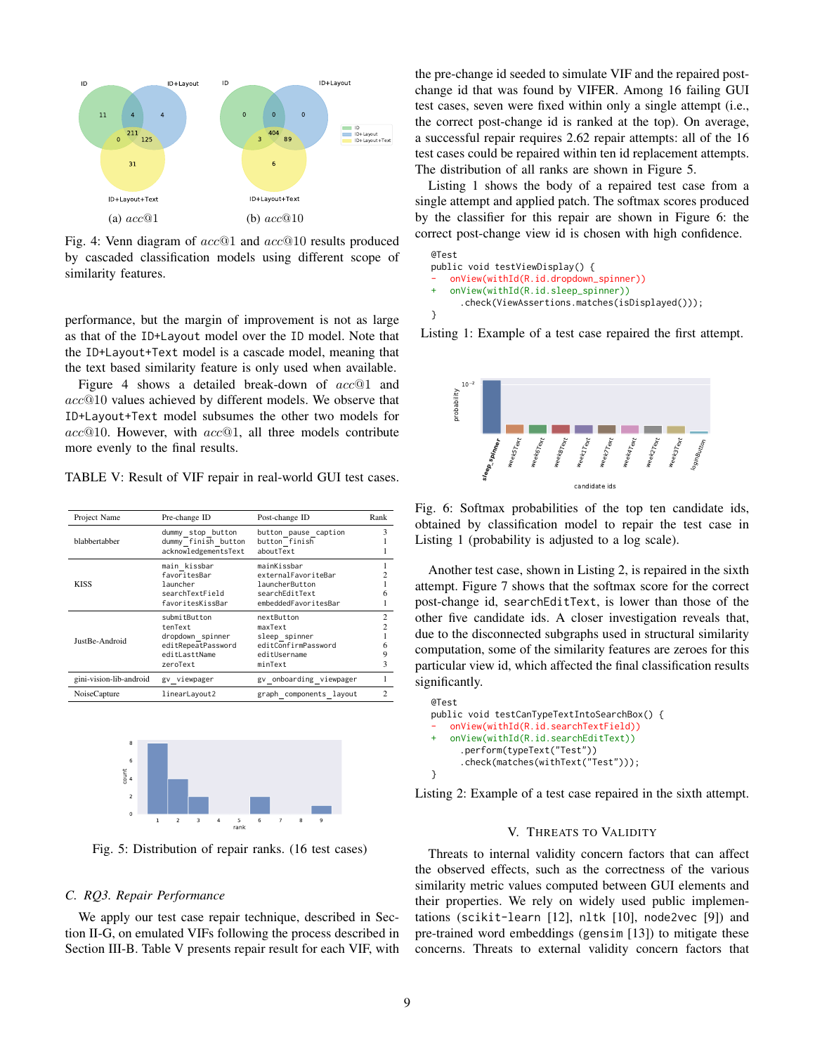Fig. 4: Venn diagram of $acc@1$ and $acc@10$ results produced by cascaded classification models using different scope of similarity features.

performance, but the margin of improvement is not as large as that of the ID+Layout model over the ID model. Note that the ID+Layout+Text model is a cascade model, meaning that the text based similarity feature is only used when available.

Figure 4 shows a detailed break-down of $acc@1$ and $acc@10$ values achieved by different models. We observe that ID+Layout+Text model subsumes the other two models for $acc@10$. However, with $acc@1$, all three models contribute more evenly to the final results.

TABLE V: Result of VIF repair in real-world GUI test cases.

| Project Name | Pre-change ID | Post-change ID | Rank |
|---|---|---|---|
| blabbertabber | dummy_stop_button | button_pause_caption | 3 |
| | dummy_finish_button | button_finish | 1 |
| | acknowledgementsText | aboutText | 1 |
| KISS | main_kissbar | mainKissbar | 1 |
| | favoritesBar | externalFavoriteBar | 2 |
| | launcher | launcherButton | 1 |
| | searchTextField | searchEditText | 6 |
| | favoritesKissBar | embeddedFavoritesBar | 1 |
| JustBe-Android | submitButton | nextButton | 2 |
| | tenText | maxText | 2 |
| | dropdown_spinner | sleep_spinner | 1 |
| | editRepeatPassword | editConfirmPassword | 6 |
| | editLasttName | editUsername | 9 |
| | zeroText | minText | 3 |
| gini-vision-lib-android | gv_viewpager | gv_onboarding_viewpager | 1 |
| NoiseCapture | linearLayout2 | graph_components_layout | 2 |

Fig. 5: Distribution of repair ranks. (16 test cases)

## C. RQ3. Repair Performance

We apply our test case repair technique, described in Section II-G, on emulated VIFs following the process described in Section III-B. Table V presents repair result for each VIF, with the pre-change id seeded to simulate VIF and the repaired post-change id that was found by VIFER. Among 16 failing GUI test cases, seven were fixed within only a single attempt (i.e., the correct post-change id is ranked at the top). On average, a successful repair requires 2.62 repair attempts: all of the 16 test cases could be repaired within ten id replacement attempts. The distribution of all ranks are shown in Figure 5.

Listing 1 shows the body of a repaired test case from a single attempt and applied patch. The softmax scores produced by the classifier for this repair are shown in Figure 6: the correct post-change view id is chosen with high confidence.

```
@Test
public void testViewDisplay() {
-   onView(withId(R.id.dropdown_spinner))
+   onView(withId(R.id.sleep_spinner))
      .check(ViewAssertions.matches(isDisplayed()));
}
```

Listing 1: Example of a test case repaired the first attempt.

Fig. 6: Softmax probabilities of the top ten candidate ids, obtained by classification model to repair the test case in Listing 1 (probability is adjusted to a log scale).

Another test case, shown in Listing 2, is repaired in the sixth attempt. Figure 7 shows that the softmax score for the correct post-change id, searchEditText, is lower than those of the other five candidate ids. A closer investigation reveals that, due to the disconnected subgraphs used in structural similarity computation, some of the similarity features are zeroes for this particular view id, which affected the final classification results significantly.

```
@Test
public void testCanTypeTextIntoSearchBox() {
-   onView(withId(R.id.searchTextField))
+   onView(withId(R.id.searchEditText))
      .perform(typeText("Test"))
      .check(matches(withText("Test")));
}
```

Listing 2: Example of a test case repaired in the sixth attempt.

## V. Threats to Validity

Threats to internal validity concern factors that can affect the observed effects, such as the correctness of the various similarity metric values computed between GUI elements and their properties. We rely on widely used public implementations (scikit-learn [12], nltk [10], node2vec [9]) and pre-trained word embeddings (gensim [13]) to mitigate these concerns. Threats to external validity concern factors that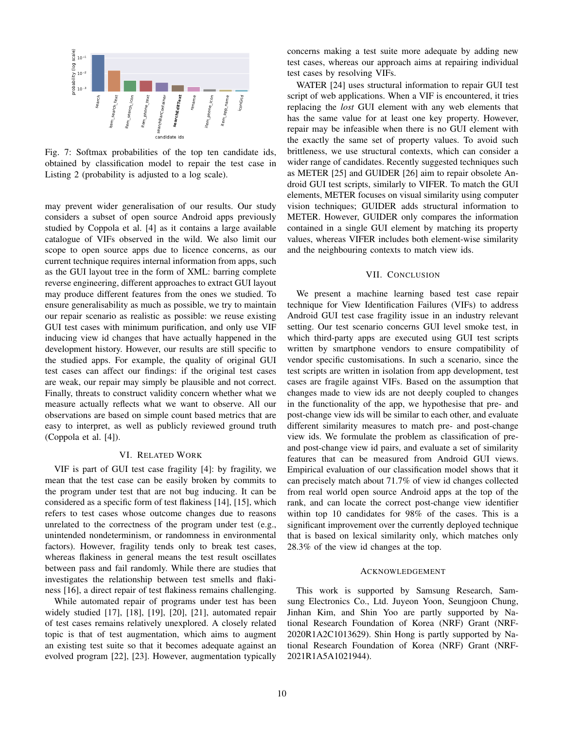probability (log scale)

$10^{-1}$

$10^{-2}$

$10^{-3}$

Search

item_search_text

item_search_icon

item_phone_text

searchBarContainer

**searchEditText**

rename

item_phone_icon

item_app_name

iconGrid

candidate ids

Fig. 7: Softmax probabilities of the top ten candidate ids, obtained by classification model to repair the test case in Listing 2 (probability is adjusted to a log scale).

may prevent wider generalisation of our results. Our study considers a subset of open source Android apps previously studied by Coppola et al. [4] as it contains a large available catalogue of VIFs observed in the wild. We also limit our scope to open source apps due to licence concerns, as our current technique requires internal information from apps, such as the GUI layout tree in the form of XML: barring complete reverse engineering, different approaches to extract GUI layout may produce different features from the ones we studied. To ensure generalisability as much as possible, we try to maintain our repair scenario as realistic as possible: we reuse existing GUI test cases with minimum purification, and only use VIF inducing view id changes that have actually happened in the development history. However, our results are still specific to the studied apps. For example, the quality of original GUI test cases can affect our findings: if the original test cases are weak, our repair may simply be plausible and not correct. Finally, threats to construct validity concern whether what we measure actually reflects what we want to observe. All our observations are based on simple count based metrics that are easy to interpret, as well as publicly reviewed ground truth (Coppola et al. [4]).

## VI. Related Work

VIF is part of GUI test case fragility [4]: by fragility, we mean that the test case can be easily broken by commits to the program under test that are not bug inducing. It can be considered as a specific form of test flakiness [14], [15], which refers to test cases whose outcome changes due to reasons unrelated to the correctness of the program under test (e.g., unintended nondeterminism, or randomness in environmental factors). However, fragility tends only to break test cases, whereas flakiness in general means the test result oscillates between pass and fail randomly. While there are studies that investigates the relationship between test smells and flakiness [16], a direct repair of test flakiness remains challenging.

While automated repair of programs under test has been widely studied [17], [18], [19], [20], [21], automated repair of test cases remains relatively unexplored. A closely related topic is that of test augmentation, which aims to augment an existing test suite so that it becomes adequate against an evolved program [22], [23]. However, augmentation typically concerns making a test suite more adequate by adding new test cases, whereas our approach aims at repairing individual test cases by resolving VIFs.

WATER [24] uses structural information to repair GUI test script of web applications. When a VIF is encountered, it tries replacing the *lost* GUI element with any web elements that has the same value for at least one key property. However, repair may be infeasible when there is no GUI element with the exactly the same set of property values. To avoid such brittleness, we use structural contexts, which can consider a wider range of candidates. Recently suggested techniques such as METER [25] and GUIDER [26] aim to repair obsolete Android GUI test scripts, similarly to VIFER. To match the GUI elements, METER focuses on visual similarity using computer vision techniques; GUIDER adds structural information to METER. However, GUIDER only compares the information contained in a single GUI element by matching its property values, whereas VIFER includes both element-wise similarity and the neighbouring contexts to match view ids.

## VII. Conclusion

We present a machine learning based test case repair technique for View Identification Failures (VIFs) to address Android GUI test case fragility issue in an industry relevant setting. Our test scenario concerns GUI level smoke test, in which third-party apps are executed using GUI test scripts written by smartphone vendors to ensure compatibility of vendor specific customisations. In such a scenario, since the test scripts are written in isolation from app development, test cases are fragile against VIFs. Based on the assumption that changes made to view ids are not deeply coupled to changes in the functionality of the app, we hypothesise that pre- and post-change view ids will be similar to each other, and evaluate different similarity measures to match pre- and post-change view ids. We formulate the problem as classification of pre- and post-change view id pairs, and evaluate a set of similarity features that can be measured from Android GUI views. Empirical evaluation of our classification model shows that it can precisely match about 71.7% of view id changes collected from real world open source Android apps at the top of the rank, and can locate the correct post-change view identifier within top 10 candidates for 98% of the cases. This is a significant improvement over the currently deployed technique that is based on lexical similarity only, which matches only 28.3% of the view id changes at the top.

## Acknowledgement

This work is supported by Samsung Research, Samsung Electronics Co., Ltd. Juyeon Yoon, Seungjoon Chung, Jinhan Kim, and Shin Yoo are partly supported by National Research Foundation of Korea (NRF) Grant (NRF-2020R1A2C1013629). Shin Hong is partly supported by National Research Foundation of Korea (NRF) Grant (NRF-2021R1A5A1021944).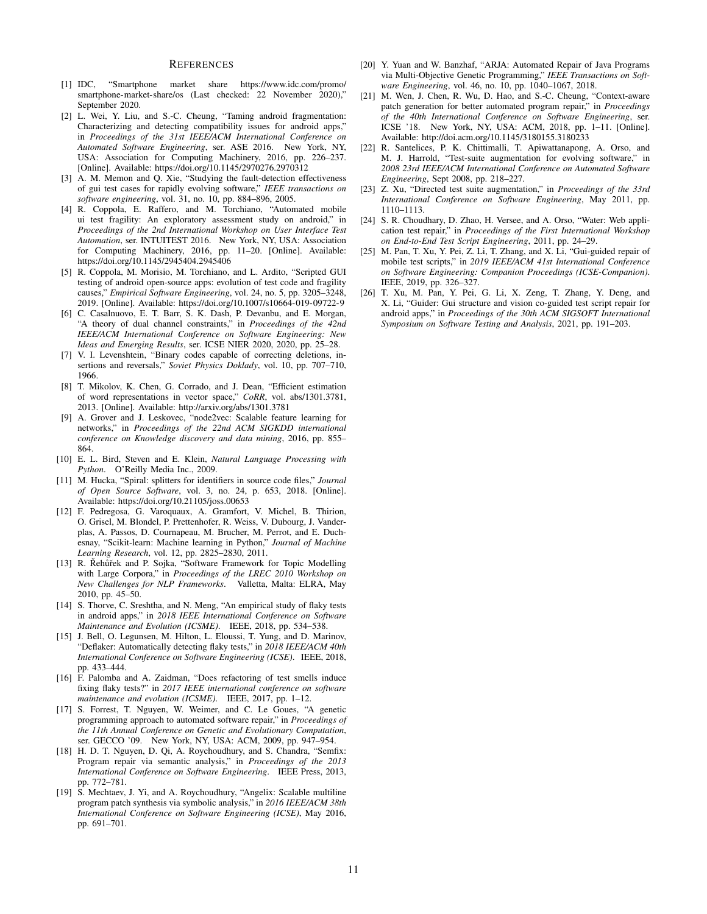## References

[1] IDC, "Smartphone market share https://www.idc.com/promo/smartphone-market-share/os (Last checked: 22 November 2020)," September 2020.

[2] L. Wei, Y. Liu, and S.-C. Cheung, "Taming android fragmentation: Characterizing and detecting compatibility issues for android apps," in *Proceedings of the 31st IEEE/ACM International Conference on Automated Software Engineering*, ser. ASE 2016. New York, NY, USA: Association for Computing Machinery, 2016, pp. 226–237. [Online]. Available: https://doi.org/10.1145/2970276.2970312

[3] A. M. Memon and Q. Xie, "Studying the fault-detection effectiveness of gui test cases for rapidly evolving software," *IEEE transactions on software engineering*, vol. 31, no. 10, pp. 884–896, 2005.

[4] R. Coppola, E. Raffero, and M. Torchiano, "Automated mobile ui test fragility: An exploratory assessment study on android," in *Proceedings of the 2nd International Workshop on User Interface Test Automation*, ser. INTUITEST 2016. New York, NY, USA: Association for Computing Machinery, 2016, pp. 11–20. [Online]. Available: https://doi.org/10.1145/2945404.2945406

[5] R. Coppola, M. Morisio, M. Torchiano, and L. Ardito, "Scripted GUI testing of android open-source apps: evolution of test code and fragility causes," *Empirical Software Engineering*, vol. 24, no. 5, pp. 3205–3248, 2019. [Online]. Available: https://doi.org/10.1007/s10664-019-09722-9

[6] C. Casalnuovo, E. T. Barr, S. K. Dash, P. Devanbu, and E. Morgan, "A theory of dual channel constraints," in *Proceedings of the 42nd IEEE/ACM International Conference on Software Engineering: New Ideas and Emerging Results*, ser. ICSE NIER 2020, 2020, pp. 25–28.

[7] V. I. Levenshtein, "Binary codes capable of correcting deletions, insertions and reversals," *Soviet Physics Doklady*, vol. 10, pp. 707–710, 1966.

[8] T. Mikolov, K. Chen, G. Corrado, and J. Dean, "Efficient estimation of word representations in vector space," *CoRR*, vol. abs/1301.3781, 2013. [Online]. Available: http://arxiv.org/abs/1301.3781

[9] A. Grover and J. Leskovec, "node2vec: Scalable feature learning for networks," in *Proceedings of the 22nd ACM SIGKDD international conference on Knowledge discovery and data mining*, 2016, pp. 855–864.

[10] E. L. Bird, Steven and E. Klein, *Natural Language Processing with Python*. O'Reilly Media Inc., 2009.

[11] M. Hucka, "Spiral: splitters for identifiers in source code files," *Journal of Open Source Software*, vol. 3, no. 24, p. 653, 2018. [Online]. Available: https://doi.org/10.21105/joss.00653

[12] F. Pedregosa, G. Varoquaux, A. Gramfort, V. Michel, B. Thirion, O. Grisel, M. Blondel, P. Prettenhofer, R. Weiss, V. Dubourg, J. Vanderplas, A. Passos, D. Cournapeau, M. Brucher, M. Perrot, and E. Duchesnay, "Scikit-learn: Machine learning in Python," *Journal of Machine Learning Research*, vol. 12, pp. 2825–2830, 2011.

[13] R. Řehůřek and P. Sojka, "Software Framework for Topic Modelling with Large Corpora," in *Proceedings of the LREC 2010 Workshop on New Challenges for NLP Frameworks*. Valletta, Malta: ELRA, May 2010, pp. 45–50.

[14] S. Thorve, C. Sreshtha, and N. Meng, "An empirical study of flaky tests in android apps," in *2018 IEEE International Conference on Software Maintenance and Evolution (ICSME)*. IEEE, 2018, pp. 534–538.

[15] J. Bell, O. Legunsen, M. Hilton, L. Eloussi, T. Yung, and D. Marinov, "Deflaker: Automatically detecting flaky tests," in *2018 IEEE/ACM 40th International Conference on Software Engineering (ICSE)*. IEEE, 2018, pp. 433–444.

[16] F. Palomba and A. Zaidman, "Does refactoring of test smells induce fixing flaky tests?" in *2017 IEEE international conference on software maintenance and evolution (ICSME)*. IEEE, 2017, pp. 1–12.

[17] S. Forrest, T. Nguyen, W. Weimer, and C. Le Goues, "A genetic programming approach to automated software repair," in *Proceedings of the 11th Annual Conference on Genetic and Evolutionary Computation*, ser. GECCO '09. New York, NY, USA: ACM, 2009, pp. 947–954.

[18] H. D. T. Nguyen, D. Qi, A. Roychoudhury, and S. Chandra, "Semfix: Program repair via semantic analysis," in *Proceedings of the 2013 International Conference on Software Engineering*. IEEE Press, 2013, pp. 772–781.

[19] S. Mechtaev, J. Yi, and A. Roychoudhury, "Angelix: Scalable multiline program patch synthesis via symbolic analysis," in *2016 IEEE/ACM 38th International Conference on Software Engineering (ICSE)*, May 2016, pp. 691–701.

[20] Y. Yuan and W. Banzhaf, "ARJA: Automated Repair of Java Programs via Multi-Objective Genetic Programming," *IEEE Transactions on Software Engineering*, vol. 46, no. 10, pp. 1040–1067, 2018.

[21] M. Wen, J. Chen, R. Wu, D. Hao, and S.-C. Cheung, "Context-aware patch generation for better automated program repair," in *Proceedings of the 40th International Conference on Software Engineering*, ser. ICSE '18. New York, NY, USA: ACM, 2018, pp. 1–11. [Online]. Available: http://doi.acm.org/10.1145/3180155.3180233

[22] R. Santelices, P. K. Chittimalli, T. Apiwattanapong, A. Orso, and M. J. Harrold, "Test-suite augmentation for evolving software," in *2008 23rd IEEE/ACM International Conference on Automated Software Engineering*, Sept 2008, pp. 218–227.

[23] Z. Xu, "Directed test suite augmentation," in *Proceedings of the 33rd International Conference on Software Engineering*, May 2011, pp. 1110–1113.

[24] S. R. Choudhary, D. Zhao, H. Versee, and A. Orso, "Water: Web application test repair," in *Proceedings of the First International Workshop on End-to-End Test Script Engineering*, 2011, pp. 24–29.

[25] M. Pan, T. Xu, Y. Pei, Z. Li, T. Zhang, and X. Li, "Gui-guided repair of mobile test scripts," in *2019 IEEE/ACM 41st International Conference on Software Engineering: Companion Proceedings (ICSE-Companion)*. IEEE, 2019, pp. 326–327.

[26] T. Xu, M. Pan, Y. Pei, G. Li, X. Zeng, T. Zhang, Y. Deng, and X. Li, "Guider: Gui structure and vision co-guided test script repair for android apps," in *Proceedings of the 30th ACM SIGSOFT International Symposium on Software Testing and Analysis*, 2021, pp. 191–203.